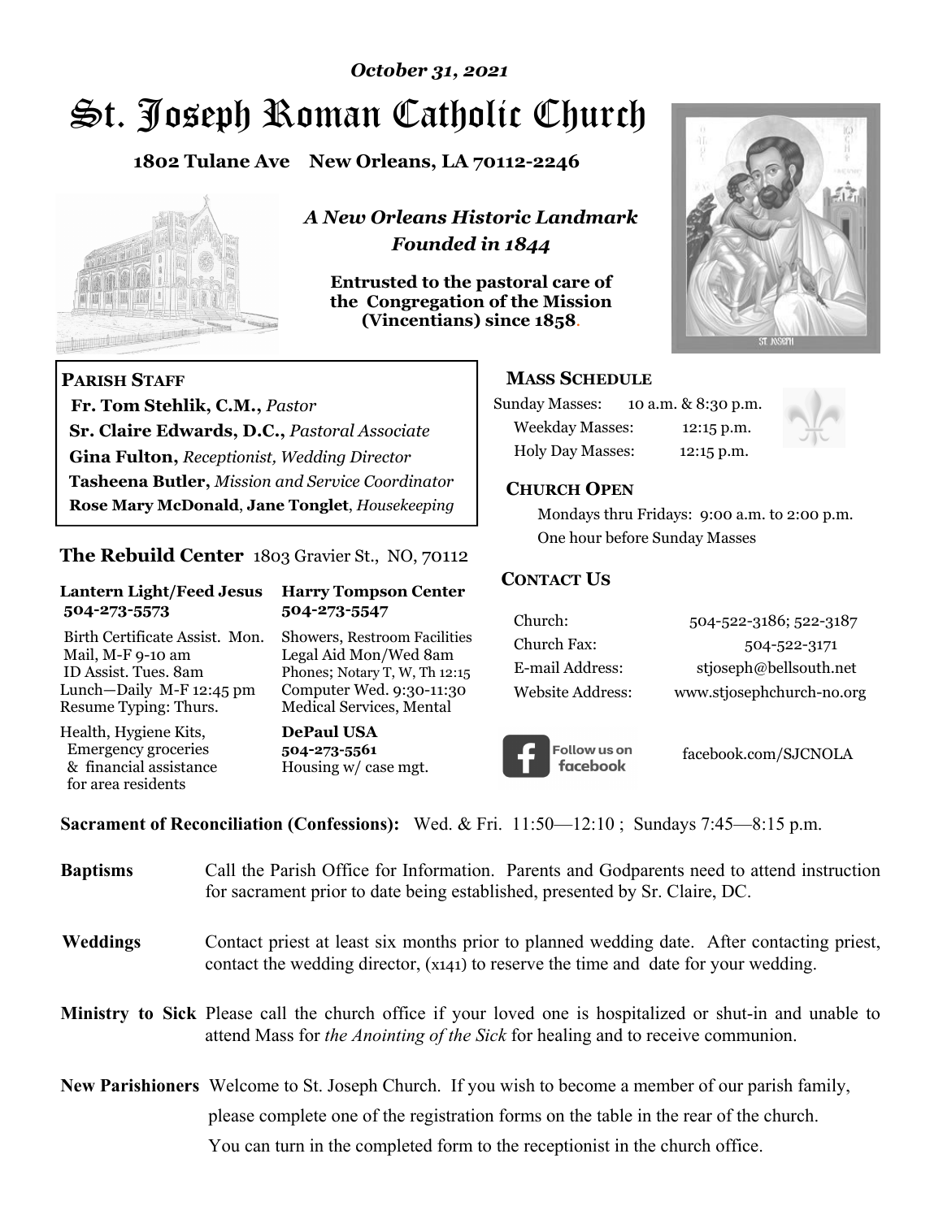*October 31, 2021*

# St. Joseph Roman Catholic Church

**1802 Tulane Ave New Orleans, LA 70112-2246**

***A New Orleans Historic Landmark***
***Founded in 1844***

**Entrusted to the pastoral care of the Congregation of the Mission (Vincentians) since 1858.**

## PARISH STAFF

**Fr. Tom Stehlik, C.M.,** *Pastor*
**Sr. Claire Edwards, D.C.,** *Pastoral Associate*
**Gina Fulton,** *Receptionist, Wedding Director*
**Tasheena Butler,** *Mission and Service Coordinator*
**Rose Mary McDonald**, **Jane Tonglet**, *Housekeeping*

## The Rebuild Center 1803 Gravier St., NO, 70112

| **Lantern Light/Feed Jesus 504-273-5573** | **Harry Tompson Center 504-273-5547** |
|---|---|
| Birth Certificate Assist. Mon. Mail, M-F 9-10 am ID Assist. Tues. 8am Lunch—Daily M-F 12:45 pm Resume Typing: Thurs. | Showers, Restroom Facilities Legal Aid Mon/Wed 8am Phones; Notary T, W, Th 12:15 Computer Wed. 9:30-11:30 Medical Services, Mental |
| Health, Hygiene Kits, Emergency groceries & financial assistance for area residents | **DePaul USA 504-273-5561** Housing w/ case mgt. |

## MASS SCHEDULE

| | |
|---|---|
| Sunday Masses: | 10 a.m. & 8:30 p.m. |
| Weekday Masses: | 12:15 p.m. |
| Holy Day Masses: | 12:15 p.m. |

## CHURCH OPEN

Mondays thru Fridays: 9:00 a.m. to 2:00 p.m.
One hour before Sunday Masses

## CONTACT US

| | |
|---|---|
| Church: | 504-522-3186; 522-3187 |
| Church Fax: | 504-522-3171 |
| E-mail Address: | stjoseph@bellsouth.net |
| Website Address: | www.stjosephchurch-no.org |

Follow us on facebook — facebook.com/SJCNOLA

**Sacrament of Reconciliation (Confessions):** Wed. & Fri. 11:50—12:10 ; Sundays 7:45—8:15 p.m.

**Baptisms** Call the Parish Office for Information. Parents and Godparents need to attend instruction for sacrament prior to date being established, presented by Sr. Claire, DC.

**Weddings** Contact priest at least six months prior to planned wedding date. After contacting priest, contact the wedding director, (x141) to reserve the time and date for your wedding.

**Ministry to Sick** Please call the church office if your loved one is hospitalized or shut-in and unable to attend Mass for *the Anointing of the Sick* for healing and to receive communion.

**New Parishioners** Welcome to St. Joseph Church. If you wish to become a member of our parish family, please complete one of the registration forms on the table in the rear of the church. You can turn in the completed form to the receptionist in the church office.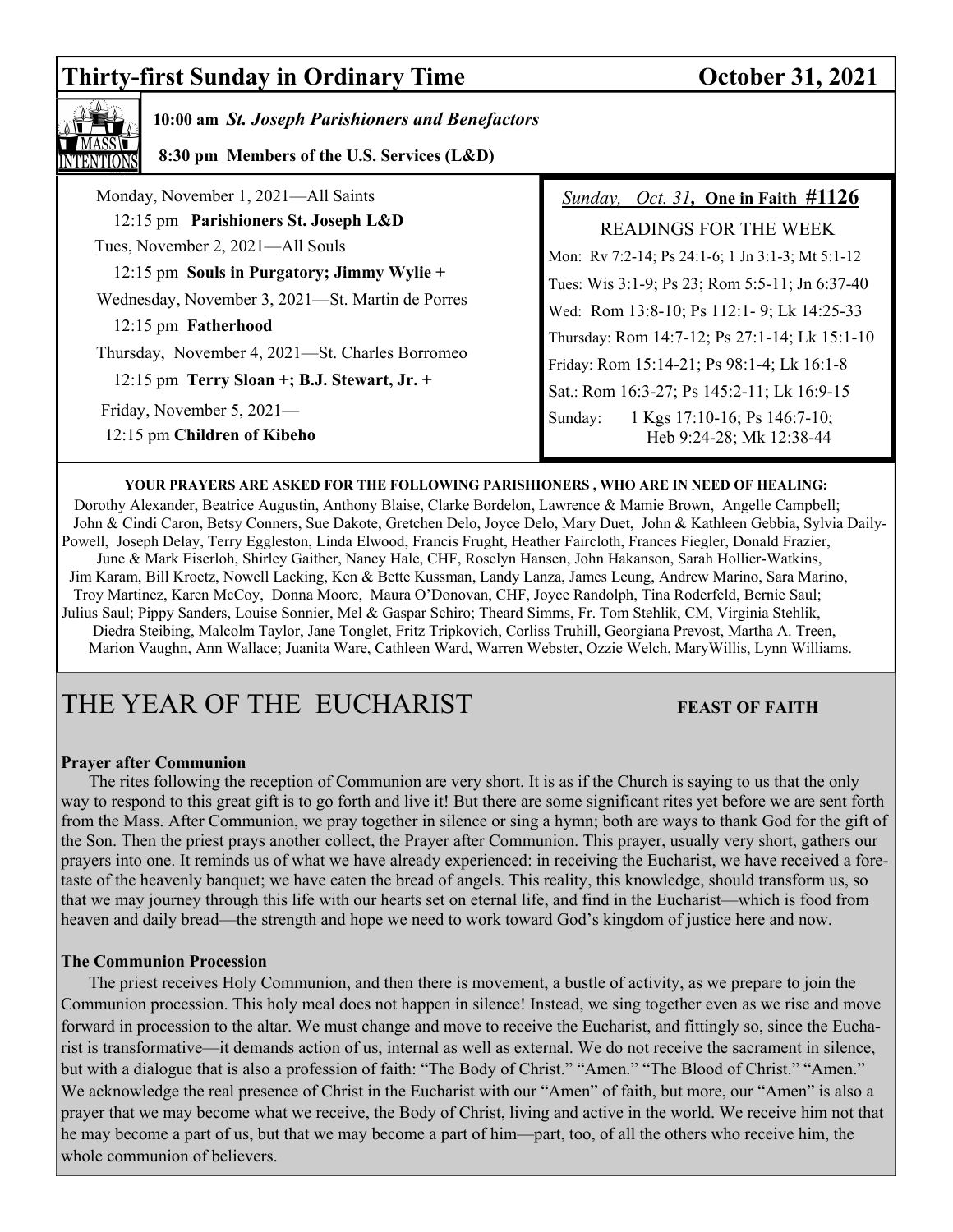## Thirty-first Sunday in Ordinary Time — October 31, 2021

MASS INTENTIONS

**10:00 am** ***St. Joseph Parishioners and Benefactors***

**8:30 pm Members of the U.S. Services (L&D)**

Monday, November 1, 2021—All Saints
12:15 pm **Parishioners St. Joseph L&D**

Tues, November 2, 2021—All Souls
12:15 pm **Souls in Purgatory; Jimmy Wylie +**

Wednesday, November 3, 2021—St. Martin de Porres
12:15 pm **Fatherhood**

Thursday, November 4, 2021—St. Charles Borromeo
12:15 pm **Terry Sloan +; B.J. Stewart, Jr. +**

Friday, November 5, 2021—
12:15 pm **Children of Kibeho**

*Sunday, Oct. 31*, **One in Faith #1126**

READINGS FOR THE WEEK

Mon: Rv 7:2-14; Ps 24:1-6; 1 Jn 3:1-3; Mt 5:1-12
Tues: Wis 3:1-9; Ps 23; Rom 5:5-11; Jn 6:37-40
Wed: Rom 13:8-10; Ps 112:1- 9; Lk 14:25-33
Thursday: Rom 14:7-12; Ps 27:1-14; Lk 15:1-10
Friday: Rom 15:14-21; Ps 98:1-4; Lk 16:1-8
Sat.: Rom 16:3-27; Ps 145:2-11; Lk 16:9-15
Sunday: 1 Kgs 17:10-16; Ps 146:7-10; Heb 9:24-28; Mk 12:38-44

**YOUR PRAYERS ARE ASKED FOR THE FOLLOWING PARISHIONERS , WHO ARE IN NEED OF HEALING:**

Dorothy Alexander, Beatrice Augustin, Anthony Blaise, Clarke Bordelon, Lawrence & Mamie Brown, Angelle Campbell; John & Cindi Caron, Betsy Conners, Sue Dakote, Gretchen Delo, Joyce Delo, Mary Duet, John & Kathleen Gebbia, Sylvia Daily-Powell, Joseph Delay, Terry Eggleston, Linda Elwood, Francis Frught, Heather Faircloth, Frances Fiegler, Donald Frazier, June & Mark Eiserloh, Shirley Gaither, Nancy Hale, CHF, Roselyn Hansen, John Hakanson, Sarah Hollier-Watkins, Jim Karam, Bill Kroetz, Nowell Lacking, Ken & Bette Kussman, Landy Lanza, James Leung, Andrew Marino, Sara Marino, Troy Martinez, Karen McCoy, Donna Moore, Maura O'Donovan, CHF, Joyce Randolph, Tina Roderfeld, Bernie Saul; Julius Saul; Pippy Sanders, Louise Sonnier, Mel & Gaspar Schiro; Theard Simms, Fr. Tom Stehlik, CM, Virginia Stehlik, Diedra Steibing, Malcolm Taylor, Jane Tonglet, Fritz Tripkovich, Corliss Truhill, Georgiana Prevost, Martha A. Treen, Marion Vaughn, Ann Wallace; Juanita Ware, Cathleen Ward, Warren Webster, Ozzie Welch, MaryWillis, Lynn Williams.

# THE YEAR OF THE EUCHARIST

**FEAST OF FAITH**

**Prayer after Communion**

The rites following the reception of Communion are very short. It is as if the Church is saying to us that the only way to respond to this great gift is to go forth and live it! But there are some significant rites yet before we are sent forth from the Mass. After Communion, we pray together in silence or sing a hymn; both are ways to thank God for the gift of the Son. Then the priest prays another collect, the Prayer after Communion. This prayer, usually very short, gathers our prayers into one. It reminds us of what we have already experienced: in receiving the Eucharist, we have received a foretaste of the heavenly banquet; we have eaten the bread of angels. This reality, this knowledge, should transform us, so that we may journey through this life with our hearts set on eternal life, and find in the Eucharist—which is food from heaven and daily bread—the strength and hope we need to work toward God's kingdom of justice here and now.

**The Communion Procession**

The priest receives Holy Communion, and then there is movement, a bustle of activity, as we prepare to join the Communion procession. This holy meal does not happen in silence! Instead, we sing together even as we rise and move forward in procession to the altar. We must change and move to receive the Eucharist, and fittingly so, since the Eucharist is transformative—it demands action of us, internal as well as external. We do not receive the sacrament in silence, but with a dialogue that is also a profession of faith: "The Body of Christ." "Amen." "The Blood of Christ." "Amen." We acknowledge the real presence of Christ in the Eucharist with our "Amen" of faith, but more, our "Amen" is also a prayer that we may become what we receive, the Body of Christ, living and active in the world. We receive him not that he may become a part of us, but that we may become a part of him—part, too, of all the others who receive him, the whole communion of believers.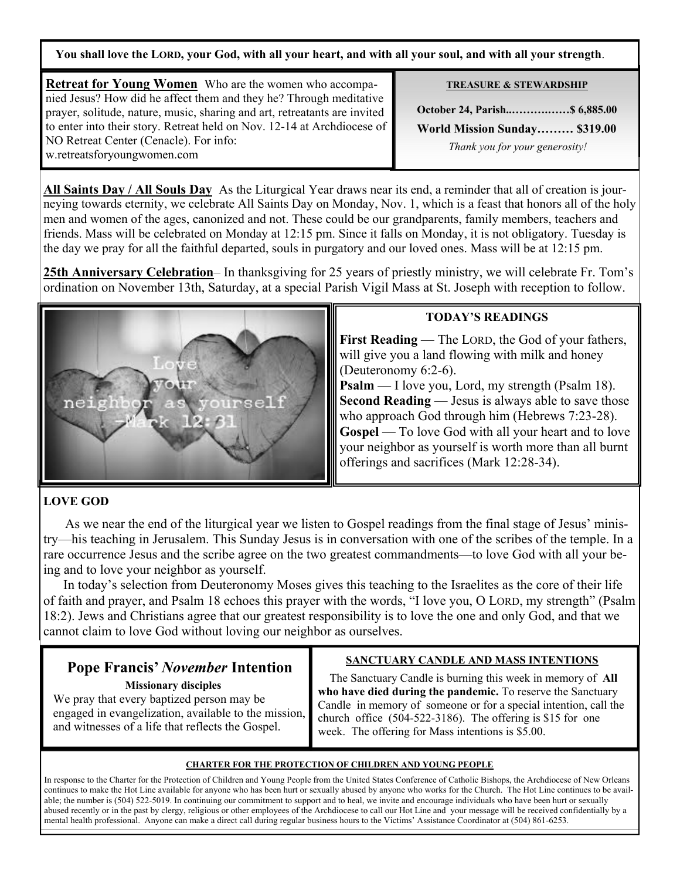**You shall love the LORD, your God, with all your heart, and with all your soul, and with all your strength**.

**Retreat for Young Women** Who are the women who accompanied Jesus? How did he affect them and they he? Through meditative prayer, solitude, nature, music, sharing and art, retreatants are invited to enter into their story. Retreat held on Nov. 12-14 at Archdiocese of NO Retreat Center (Cenacle). For info: w.retreatsforyoungwomen.com

**TREASURE & STEWARDSHIP**

**October 24, Parish..……….……$ 6,885.00**

**World Mission Sunday……… $319.00**

*Thank you for your generosity!*

**All Saints Day / All Souls Day** As the Liturgical Year draws near its end, a reminder that all of creation is journeying towards eternity, we celebrate All Saints Day on Monday, Nov. 1, which is a feast that honors all of the holy men and women of the ages, canonized and not. These could be our grandparents, family members, teachers and friends. Mass will be celebrated on Monday at 12:15 pm. Since it falls on Monday, it is not obligatory. Tuesday is the day we pray for all the faithful departed, souls in purgatory and our loved ones. Mass will be at 12:15 pm.

**25th Anniversary Celebration**– In thanksgiving for 25 years of priestly ministry, we will celebrate Fr. Tom's ordination on November 13th, Saturday, at a special Parish Vigil Mass at St. Joseph with reception to follow.

**TODAY'S READINGS**

**First Reading** — The LORD, the God of your fathers, will give you a land flowing with milk and honey (Deuteronomy 6:2-6).
**Psalm** — I love you, Lord, my strength (Psalm 18).
**Second Reading** — Jesus is always able to save those who approach God through him (Hebrews 7:23-28).
**Gospel** — To love God with all your heart and to love your neighbor as yourself is worth more than all burnt offerings and sacrifices (Mark 12:28-34).

**LOVE GOD**

As we near the end of the liturgical year we listen to Gospel readings from the final stage of Jesus' ministry—his teaching in Jerusalem. This Sunday Jesus is in conversation with one of the scribes of the temple. In a rare occurrence Jesus and the scribe agree on the two greatest commandments—to love God with all your being and to love your neighbor as yourself.

In today's selection from Deuteronomy Moses gives this teaching to the Israelites as the core of their life of faith and prayer, and Psalm 18 echoes this prayer with the words, "I love you, O LORD, my strength" (Psalm 18:2). Jews and Christians agree that our greatest responsibility is to love the one and only God, and that we cannot claim to love God without loving our neighbor as ourselves.

## Pope Francis' *November* Intention

**Missionary disciples**

We pray that every baptized person may be engaged in evangelization, available to the mission, and witnesses of a life that reflects the Gospel.

**SANCTUARY CANDLE AND MASS INTENTIONS**

The Sanctuary Candle is burning this week in memory of **All who have died during the pandemic.** To reserve the Sanctuary Candle in memory of someone or for a special intention, call the church office (504-522-3186). The offering is $15 for one week. The offering for Mass intentions is $5.00.

**CHARTER FOR THE PROTECTION OF CHILDREN AND YOUNG PEOPLE**

In response to the Charter for the Protection of Children and Young People from the United States Conference of Catholic Bishops, the Archdiocese of New Orleans continues to make the Hot Line available for anyone who has been hurt or sexually abused by anyone who works for the Church. The Hot Line continues to be available; the number is (504) 522-5019. In continuing our commitment to support and to heal, we invite and encourage individuals who have been hurt or sexually abused recently or in the past by clergy, religious or other employees of the Archdiocese to call our Hot Line and your message will be received confidentially by a mental health professional. Anyone can make a direct call during regular business hours to the Victims' Assistance Coordinator at (504) 861-6253.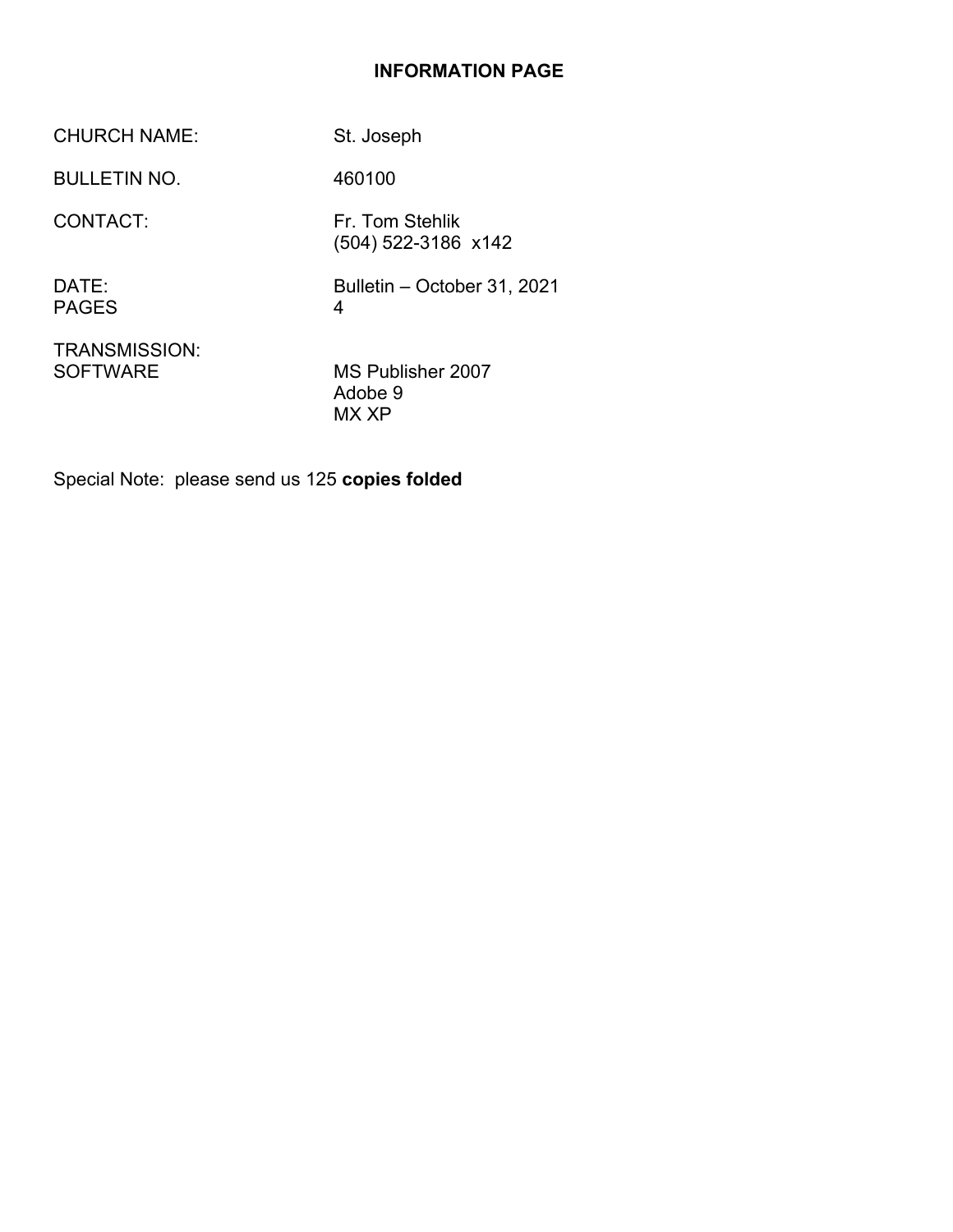# INFORMATION PAGE

| | |
|---|---|
| CHURCH NAME: | St. Joseph |
| BULLETIN NO. | 460100 |
| CONTACT: | Fr. Tom Stehlik<br>(504) 522-3186 x142 |
| DATE:<br>PAGES | Bulletin – October 31, 2021<br>4 |
| TRANSMISSION:<br>SOFTWARE | MS Publisher 2007<br>Adobe 9<br>MX XP |

Special Note: please send us 125 **copies folded**